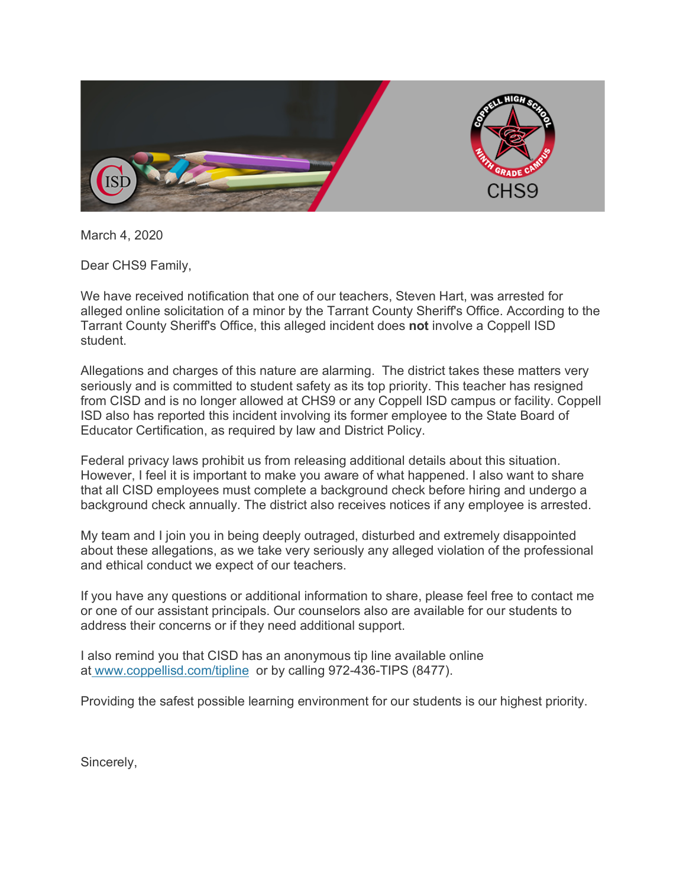March 4, 2020

Dear CHS9 Family,

We have received notification that one of our teachers, Steven Hart, was arrested for alleged online solicitation of a minor by the Tarrant County Sheriff's Office. According to the Tarrant County Sheriff's Office, this alleged incident does **not** involve a Coppell ISD student.

Allegations and charges of this nature are alarming. The district takes these matters very seriously and is committed to student safety as its top priority. This teacher has resigned from CISD and is no longer allowed at CHS9 or any Coppell ISD campus or facility. Coppell ISD also has reported this incident involving its former employee to the State Board of Educator Certification, as required by law and District Policy.

Federal privacy laws prohibit us from releasing additional details about this situation. However, I feel it is important to make you aware of what happened. I also want to share that all CISD employees must complete a background check before hiring and undergo a background check annually. The district also receives notices if any employee is arrested.

My team and I join you in being deeply outraged, disturbed and extremely disappointed about these allegations, as we take very seriously any alleged violation of the professional and ethical conduct we expect of our teachers.

If you have any questions or additional information to share, please feel free to contact me or one of our assistant principals. Our counselors also are available for our students to address their concerns or if they need additional support.

I also remind you that CISD has an anonymous tip line available online at [www.coppellisd.com/tipline](www.coppellisd.com/tipline) or by calling 972-436-TIPS (8477).

Providing the safest possible learning environment for our students is our highest priority.

Sincerely,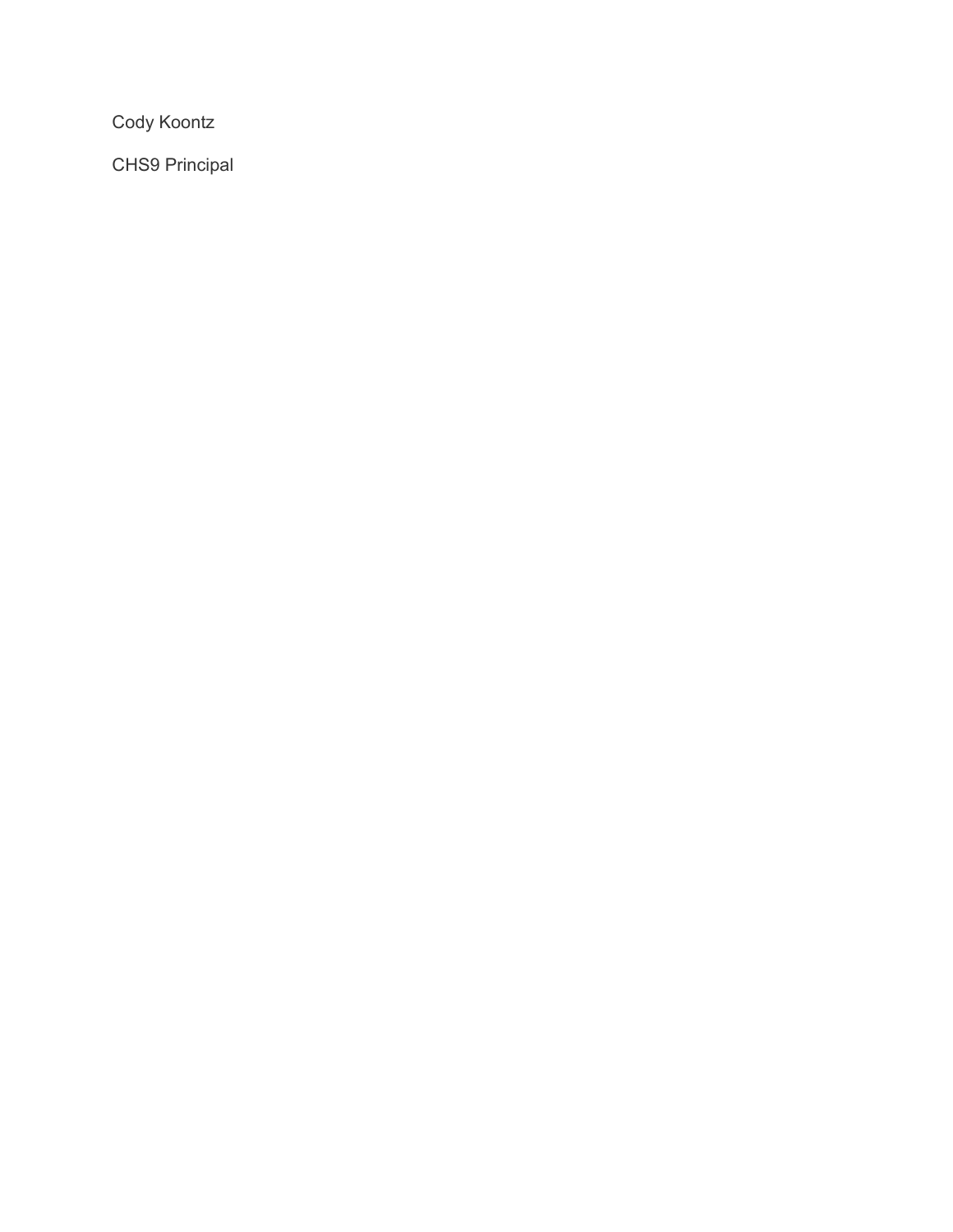Cody Koontz

CHS9 Principal